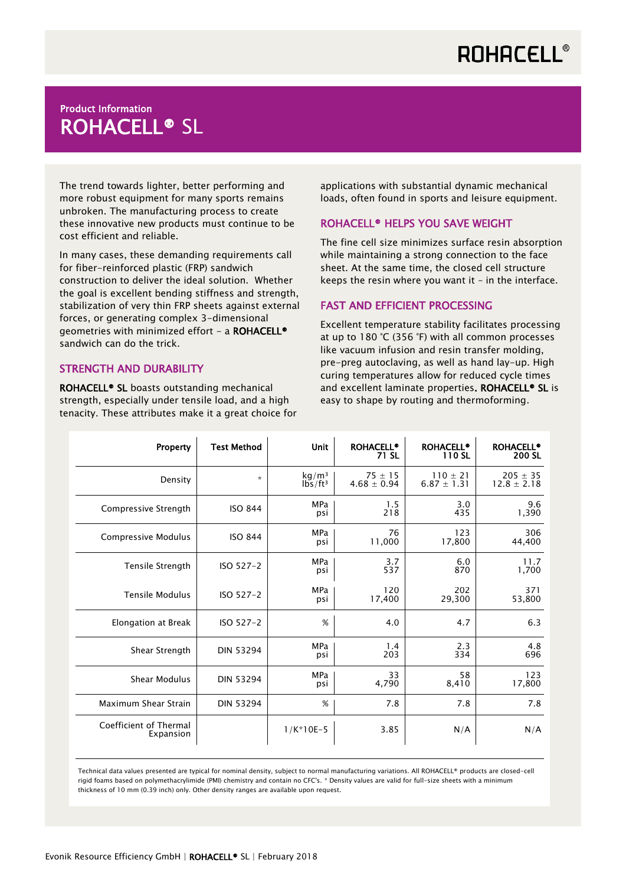ROHACELL®

Product Information

# ROHACELL® SL

The trend towards lighter, better performing and more robust equipment for many sports remains unbroken. The manufacturing process to create these innovative new products must continue to be cost efficient and reliable.

In many cases, these demanding requirements call for fiber-reinforced plastic (FRP) sandwich construction to deliver the ideal solution. Whether the goal is excellent bending stiffness and strength, stabilization of very thin FRP sheets against external forces, or generating complex 3-dimensional geometries with minimized effort – a **ROHACELL®** sandwich can do the trick.

## STRENGTH AND DURABILITY

**ROHACELL® SL** boasts outstanding mechanical strength, especially under tensile load, and a high tenacity. These attributes make it a great choice for applications with substantial dynamic mechanical loads, often found in sports and leisure equipment.

## ROHACELL® HELPS YOU SAVE WEIGHT

The fine cell size minimizes surface resin absorption while maintaining a strong connection to the face sheet. At the same time, the closed cell structure keeps the resin where you want it – in the interface.

## FAST AND EFFICIENT PROCESSING

Excellent temperature stability facilitates processing at up to 180 °C (356 °F) with all common processes like vacuum infusion and resin transfer molding, pre-preg autoclaving, as well as hand lay-up. High curing temperatures allow for reduced cycle times and excellent laminate properties. **ROHACELL® SL** is easy to shape by routing and thermoforming.

| Property | Test Method | Unit | ROHACELL® 71 SL | ROHACELL® 110 SL | ROHACELL® 200 SL |
|---|---|---|---|---|---|
| Density | * | $kg/m^3$<br>$lbs/ft^3$ | 75 ± 15<br>4.68 ± 0.94 | 110 ± 21<br>6.87 ± 1.31 | 205 ± 35<br>12.8 ± 2.18 |
| Compressive Strength | ISO 844 | MPa<br>psi | 1.5<br>218 | 3.0<br>435 | 9.6<br>1,390 |
| Compressive Modulus | ISO 844 | MPa<br>psi | 76<br>11,000 | 123<br>17,800 | 306<br>44,400 |
| Tensile Strength | ISO 527-2 | MPa<br>psi | 3.7<br>537 | 6.0<br>870 | 11.7<br>1,700 |
| Tensile Modulus | ISO 527-2 | MPa<br>psi | 120<br>17,400 | 202<br>29,300 | 371<br>53,800 |
| Elongation at Break | ISO 527-2 | % | 4.0 | 4.7 | 6.3 |
| Shear Strength | DIN 53294 | MPa<br>psi | 1.4<br>203 | 2.3<br>334 | 4.8<br>696 |
| Shear Modulus | DIN 53294 | MPa<br>psi | 33<br>4,790 | 58<br>8,410 | 123<br>17,800 |
| Maximum Shear Strain | DIN 53294 | % | 7.8 | 7.8 | 7.8 |
| Coefficient of Thermal Expansion | | 1/K*10E-5 | 3.85 | N/A | N/A |

Technical data values presented are typical for nominal density, subject to normal manufacturing variations. All ROHACELL® products are closed-cell rigid foams based on polymethacrylimide (PMI) chemistry and contain no CFC's. * Density values are valid for full-size sheets with a minimum thickness of 10 mm (0.39 inch) only. Other density ranges are available upon request.

Evonik Resource Efficiency GmbH | **ROHACELL®** SL | February 2018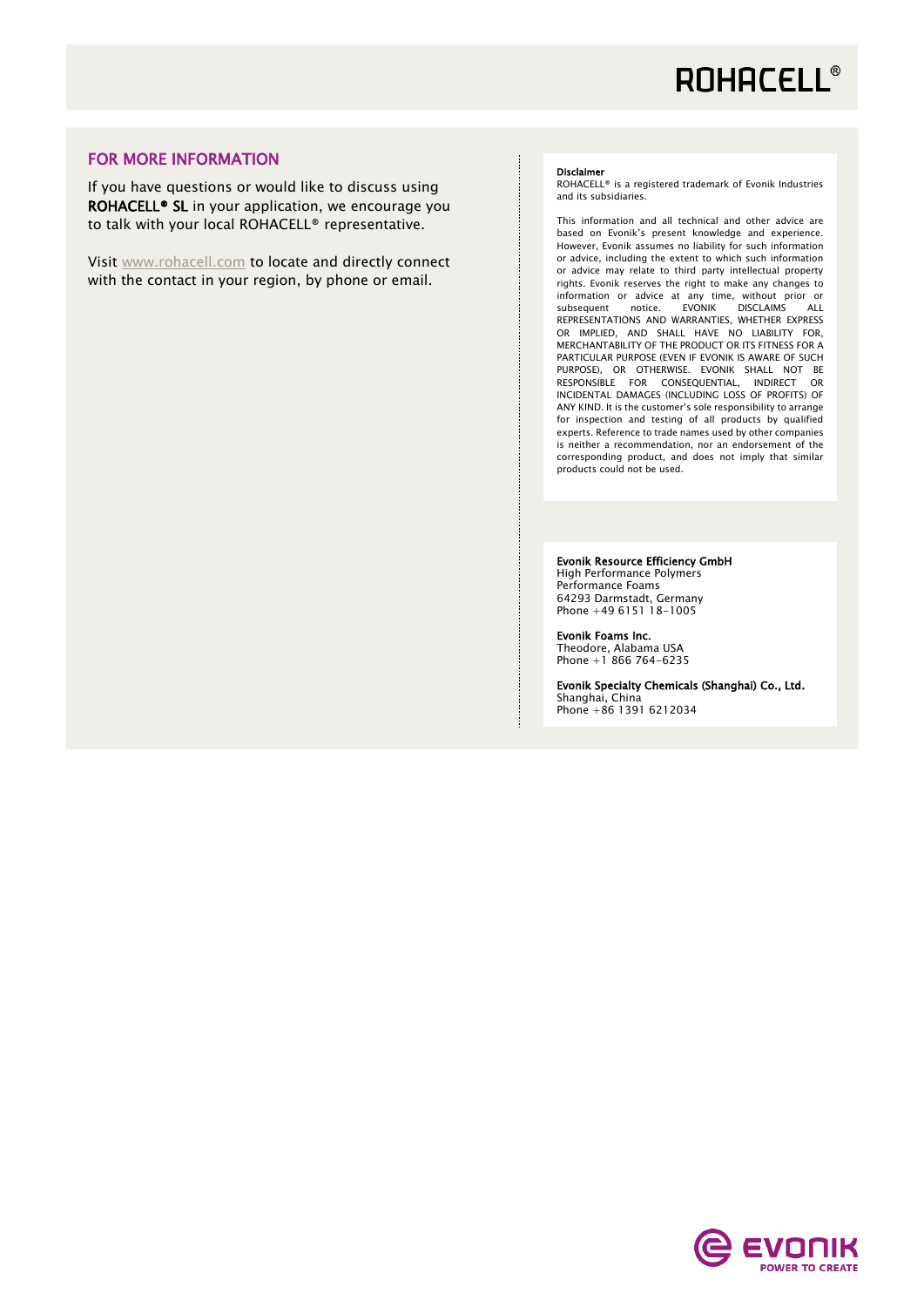## FOR MORE INFORMATION

If you have questions or would like to discuss using **ROHACELL® SL** in your application, we encourage you to talk with your local ROHACELL® representative.

Visit www.rohacell.com to locate and directly connect with the contact in your region, by phone or email.

**Disclaimer**
ROHACELL® is a registered trademark of Evonik Industries and its subsidiaries.

This information and all technical and other advice are based on Evonik's present knowledge and experience. However, Evonik assumes no liability for such information or advice, including the extent to which such information or advice may relate to third party intellectual property rights. Evonik reserves the right to make any changes to information or advice at any time, without prior or subsequent notice. EVONIK DISCLAIMS ALL REPRESENTATIONS AND WARRANTIES, WHETHER EXPRESS OR IMPLIED, AND SHALL HAVE NO LIABILITY FOR, MERCHANTABILITY OF THE PRODUCT OR ITS FITNESS FOR A PARTICULAR PURPOSE (EVEN IF EVONIK IS AWARE OF SUCH PURPOSE), OR OTHERWISE. EVONIK SHALL NOT BE RESPONSIBLE FOR CONSEQUENTIAL, INDIRECT OR INCIDENTAL DAMAGES (INCLUDING LOSS OF PROFITS) OF ANY KIND. It is the customer's sole responsibility to arrange for inspection and testing of all products by qualified experts. Reference to trade names used by other companies is neither a recommendation, nor an endorsement of the corresponding product, and does not imply that similar products could not be used.

**Evonik Resource Efficiency GmbH**
High Performance Polymers
Performance Foams
64293 Darmstadt, Germany
Phone +49 6151 18-1005

**Evonik Foams Inc.**
Theodore, Alabama USA
Phone +1 866 764-6235

**Evonik Specialty Chemicals (Shanghai) Co., Ltd.**
Shanghai, China
Phone +86 1391 6212034